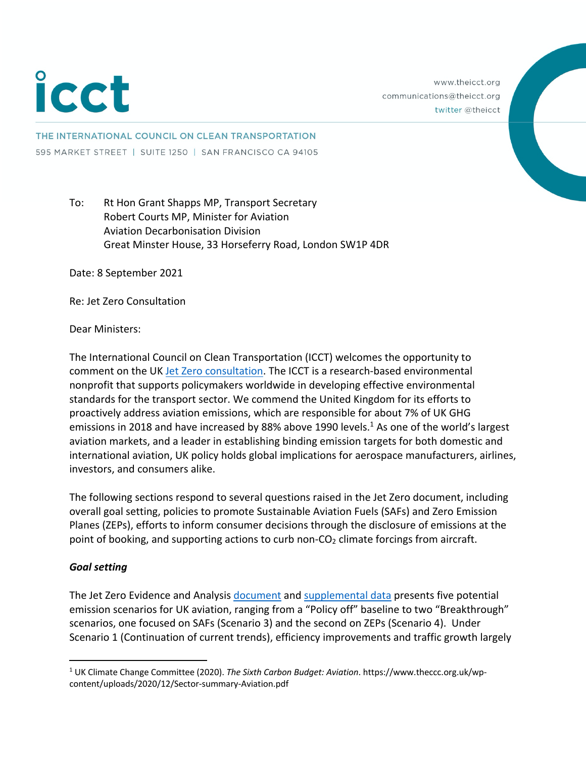icct

www.theicct.org
communications@theicct.org
twitter @theicct

THE INTERNATIONAL COUNCIL ON CLEAN TRANSPORTATION
595 MARKET STREET | SUITE 1250 | SAN FRANCISCO CA 94105

To: Rt Hon Grant Shapps MP, Transport Secretary
Robert Courts MP, Minister for Aviation
Aviation Decarbonisation Division
Great Minster House, 33 Horseferry Road, London SW1P 4DR

Date: 8 September 2021

Re: Jet Zero Consultation

Dear Ministers:

The International Council on Clean Transportation (ICCT) welcomes the opportunity to comment on the UK Jet Zero consultation. The ICCT is a research-based environmental nonprofit that supports policymakers worldwide in developing effective environmental standards for the transport sector. We commend the United Kingdom for its efforts to proactively address aviation emissions, which are responsible for about 7% of UK GHG emissions in 2018 and have increased by 88% above 1990 levels.[1] As one of the world's largest aviation markets, and a leader in establishing binding emission targets for both domestic and international aviation, UK policy holds global implications for aerospace manufacturers, airlines, investors, and consumers alike.

The following sections respond to several questions raised in the Jet Zero document, including overall goal setting, policies to promote Sustainable Aviation Fuels (SAFs) and Zero Emission Planes (ZEPs), efforts to inform consumer decisions through the disclosure of emissions at the point of booking, and supporting actions to curb non-$CO_2$ climate forcings from aircraft.

### *Goal setting*

The Jet Zero Evidence and Analysis document and supplemental data presents five potential emission scenarios for UK aviation, ranging from a "Policy off" baseline to two "Breakthrough" scenarios, one focused on SAFs (Scenario 3) and the second on ZEPs (Scenario 4). Under Scenario 1 (Continuation of current trends), efficiency improvements and traffic growth largely

[1] UK Climate Change Committee (2020). *The Sixth Carbon Budget: Aviation*. https://www.theccc.org.uk/wp-content/uploads/2020/12/Sector-summary-Aviation.pdf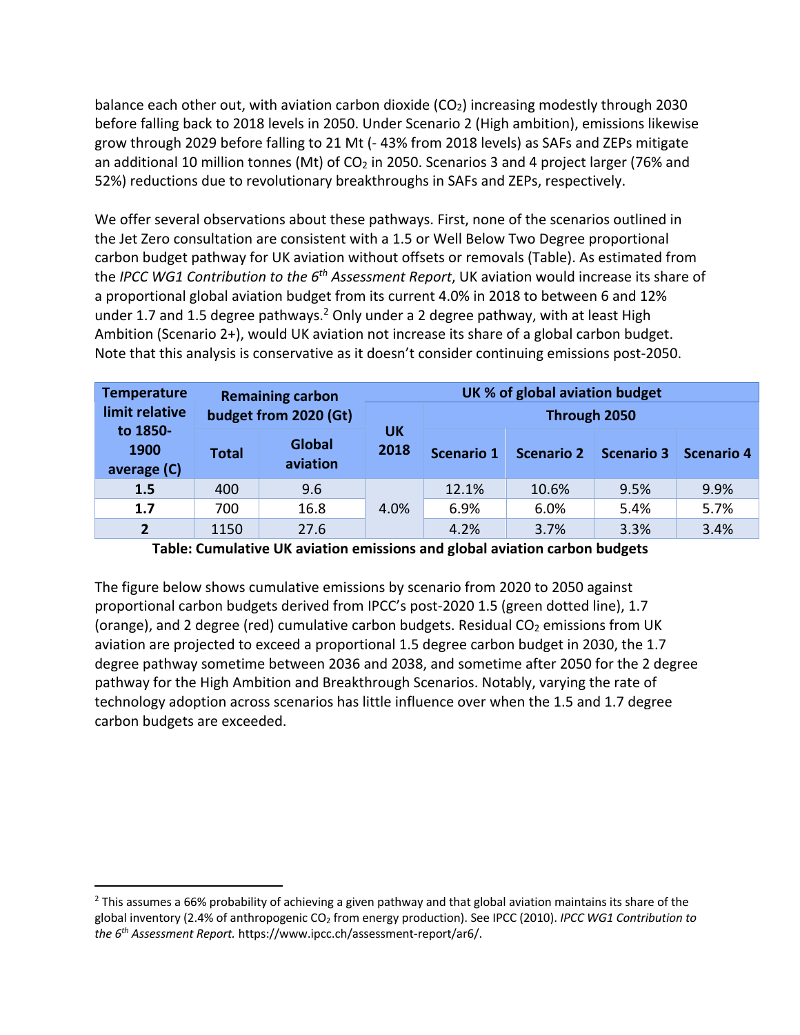balance each other out, with aviation carbon dioxide ($CO_2$) increasing modestly through 2030 before falling back to 2018 levels in 2050. Under Scenario 2 (High ambition), emissions likewise grow through 2029 before falling to 21 Mt (- 43% from 2018 levels) as SAFs and ZEPs mitigate an additional 10 million tonnes (Mt) of $CO_2$ in 2050. Scenarios 3 and 4 project larger (76% and 52%) reductions due to revolutionary breakthroughs in SAFs and ZEPs, respectively.

We offer several observations about these pathways. First, none of the scenarios outlined in the Jet Zero consultation are consistent with a 1.5 or Well Below Two Degree proportional carbon budget pathway for UK aviation without offsets or removals (Table). As estimated from the *IPCC WG1 Contribution to the 6th Assessment Report*, UK aviation would increase its share of a proportional global aviation budget from its current 4.0% in 2018 to between 6 and 12% under 1.7 and 1.5 degree pathways.[2] Only under a 2 degree pathway, with at least High Ambition (Scenario 2+), would UK aviation not increase its share of a global carbon budget. Note that this analysis is conservative as it doesn't consider continuing emissions post-2050.

| Temperature limit relative to 1850-1900 average (C) | Remaining carbon budget from 2020 (Gt) | | UK % of global aviation budget | | | | |
|---|---|---|---|---|---|---|---|
| | | | UK 2018 | Through 2050 | | | |
| | Total | Global aviation | | Scenario 1 | Scenario 2 | Scenario 3 | Scenario 4 |
| **1.5** | 400 | 9.6 | 4.0% | 12.1% | 10.6% | 9.5% | 9.9% |
| **1.7** | 700 | 16.8 | | 6.9% | 6.0% | 5.4% | 5.7% |
| **2** | 1150 | 27.6 | | 4.2% | 3.7% | 3.3% | 3.4% |

**Table: Cumulative UK aviation emissions and global aviation carbon budgets**

The figure below shows cumulative emissions by scenario from 2020 to 2050 against proportional carbon budgets derived from IPCC's post-2020 1.5 (green dotted line), 1.7 (orange), and 2 degree (red) cumulative carbon budgets. Residual $CO_2$ emissions from UK aviation are projected to exceed a proportional 1.5 degree carbon budget in 2030, the 1.7 degree pathway sometime between 2036 and 2038, and sometime after 2050 for the 2 degree pathway for the High Ambition and Breakthrough Scenarios. Notably, varying the rate of technology adoption across scenarios has little influence over when the 1.5 and 1.7 degree carbon budgets are exceeded.

[2] This assumes a 66% probability of achieving a given pathway and that global aviation maintains its share of the global inventory (2.4% of anthropogenic $CO_2$ from energy production). See IPCC (2010). *IPCC WG1 Contribution to the 6th Assessment Report.* https://www.ipcc.ch/assessment-report/ar6/.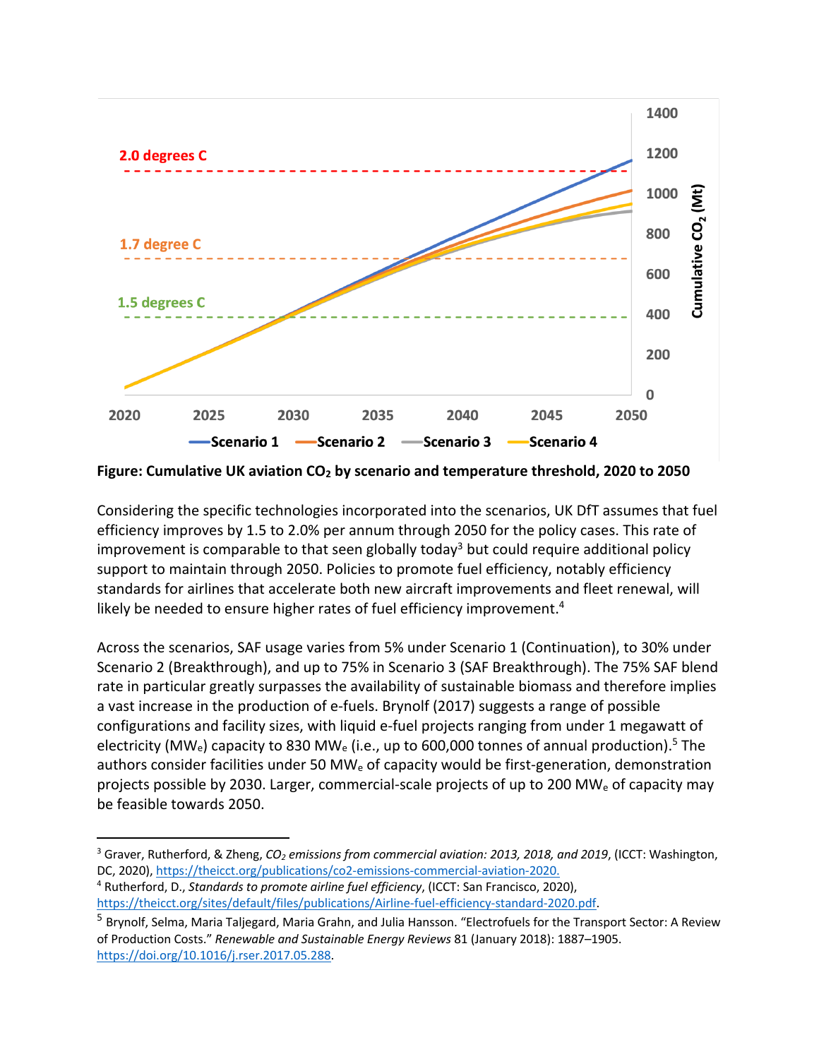**Figure: Cumulative UK aviation $CO_2$ by scenario and temperature threshold, 2020 to 2050**

Considering the specific technologies incorporated into the scenarios, UK DfT assumes that fuel efficiency improves by 1.5 to 2.0% per annum through 2050 for the policy cases. This rate of improvement is comparable to that seen globally today[3] but could require additional policy support to maintain through 2050. Policies to promote fuel efficiency, notably efficiency standards for airlines that accelerate both new aircraft improvements and fleet renewal, will likely be needed to ensure higher rates of fuel efficiency improvement.[4]

Across the scenarios, SAF usage varies from 5% under Scenario 1 (Continuation), to 30% under Scenario 2 (Breakthrough), and up to 75% in Scenario 3 (SAF Breakthrough). The 75% SAF blend rate in particular greatly surpasses the availability of sustainable biomass and therefore implies a vast increase in the production of e-fuels. Brynolf (2017) suggests a range of possible configurations and facility sizes, with liquid e-fuel projects ranging from under 1 megawatt of electricity ($MW_e$) capacity to 830 $MW_e$ (i.e., up to 600,000 tonnes of annual production).[5] The authors consider facilities under 50 $MW_e$ of capacity would be first-generation, demonstration projects possible by 2030. Larger, commercial-scale projects of up to 200 $MW_e$ of capacity may be feasible towards 2050.

---

[3] Graver, Rutherford, & Zheng, *$CO_2$ emissions from commercial aviation: 2013, 2018, and 2019*, (ICCT: Washington, DC, 2020), https://theicct.org/publications/co2-emissions-commercial-aviation-2020.

[4] Rutherford, D., *Standards to promote airline fuel efficiency*, (ICCT: San Francisco, 2020), https://theicct.org/sites/default/files/publications/Airline-fuel-efficiency-standard-2020.pdf.

[5] Brynolf, Selma, Maria Taljegard, Maria Grahn, and Julia Hansson. "Electrofuels for the Transport Sector: A Review of Production Costs." *Renewable and Sustainable Energy Reviews* 81 (January 2018): 1887–1905. https://doi.org/10.1016/j.rser.2017.05.288.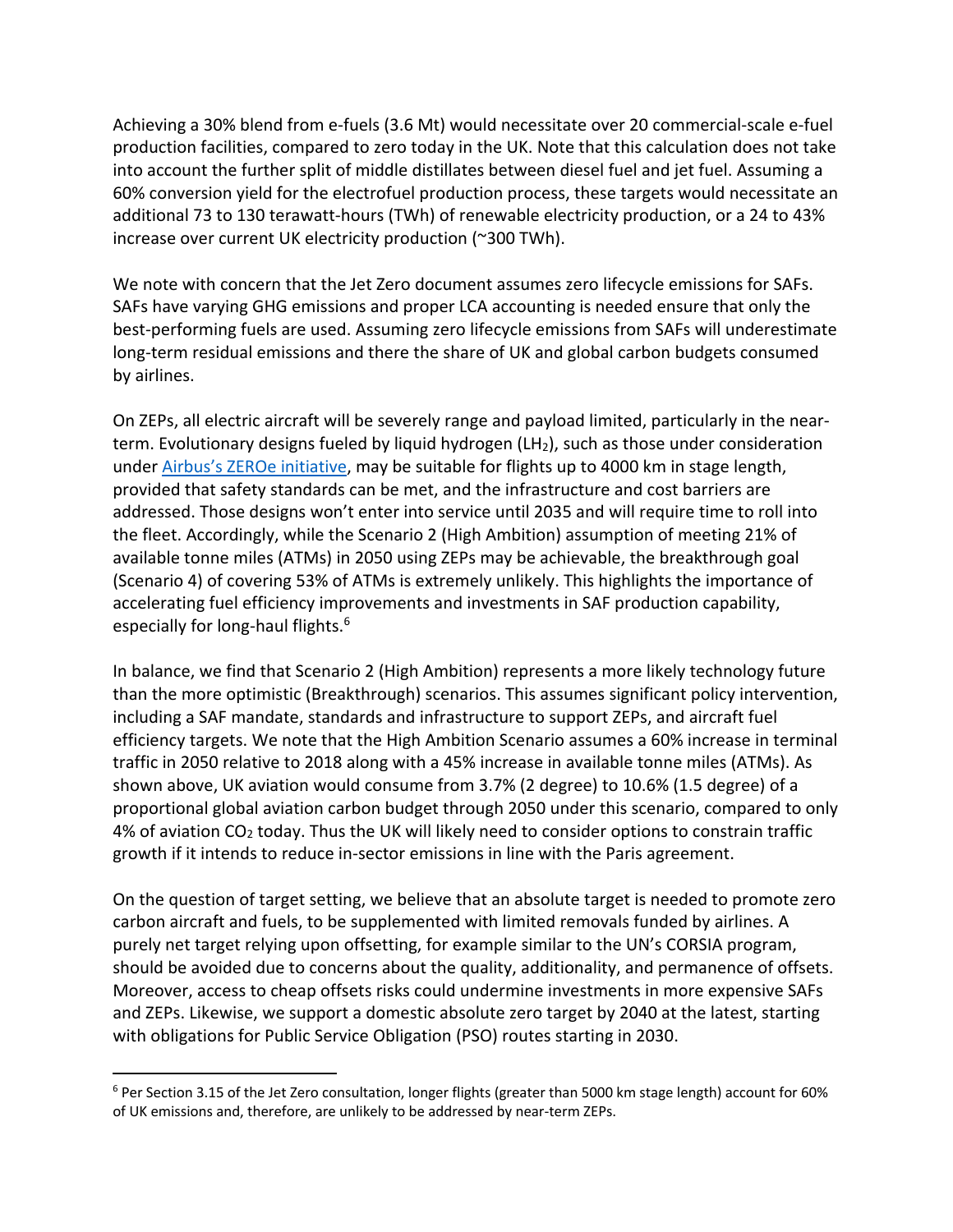Achieving a 30% blend from e-fuels (3.6 Mt) would necessitate over 20 commercial-scale e-fuel production facilities, compared to zero today in the UK. Note that this calculation does not take into account the further split of middle distillates between diesel fuel and jet fuel. Assuming a 60% conversion yield for the electrofuel production process, these targets would necessitate an additional 73 to 130 terawatt-hours (TWh) of renewable electricity production, or a 24 to 43% increase over current UK electricity production (~300 TWh).

We note with concern that the Jet Zero document assumes zero lifecycle emissions for SAFs. SAFs have varying GHG emissions and proper LCA accounting is needed ensure that only the best-performing fuels are used. Assuming zero lifecycle emissions from SAFs will underestimate long-term residual emissions and there the share of UK and global carbon budgets consumed by airlines.

On ZEPs, all electric aircraft will be severely range and payload limited, particularly in the near-term. Evolutionary designs fueled by liquid hydrogen ($LH_2$), such as those under consideration under [Airbus's ZEROe initiative](), may be suitable for flights up to 4000 km in stage length, provided that safety standards can be met, and the infrastructure and cost barriers are addressed. Those designs won't enter into service until 2035 and will require time to roll into the fleet. Accordingly, while the Scenario 2 (High Ambition) assumption of meeting 21% of available tonne miles (ATMs) in 2050 using ZEPs may be achievable, the breakthrough goal (Scenario 4) of covering 53% of ATMs is extremely unlikely. This highlights the importance of accelerating fuel efficiency improvements and investments in SAF production capability, especially for long-haul flights.[6]

In balance, we find that Scenario 2 (High Ambition) represents a more likely technology future than the more optimistic (Breakthrough) scenarios. This assumes significant policy intervention, including a SAF mandate, standards and infrastructure to support ZEPs, and aircraft fuel efficiency targets. We note that the High Ambition Scenario assumes a 60% increase in terminal traffic in 2050 relative to 2018 along with a 45% increase in available tonne miles (ATMs). As shown above, UK aviation would consume from 3.7% (2 degree) to 10.6% (1.5 degree) of a proportional global aviation carbon budget through 2050 under this scenario, compared to only 4% of aviation $CO_2$ today. Thus the UK will likely need to consider options to constrain traffic growth if it intends to reduce in-sector emissions in line with the Paris agreement.

On the question of target setting, we believe that an absolute target is needed to promote zero carbon aircraft and fuels, to be supplemented with limited removals funded by airlines. A purely net target relying upon offsetting, for example similar to the UN's CORSIA program, should be avoided due to concerns about the quality, additionality, and permanence of offsets. Moreover, access to cheap offsets risks could undermine investments in more expensive SAFs and ZEPs. Likewise, we support a domestic absolute zero target by 2040 at the latest, starting with obligations for Public Service Obligation (PSO) routes starting in 2030.

[6] Per Section 3.15 of the Jet Zero consultation, longer flights (greater than 5000 km stage length) account for 60% of UK emissions and, therefore, are unlikely to be addressed by near-term ZEPs.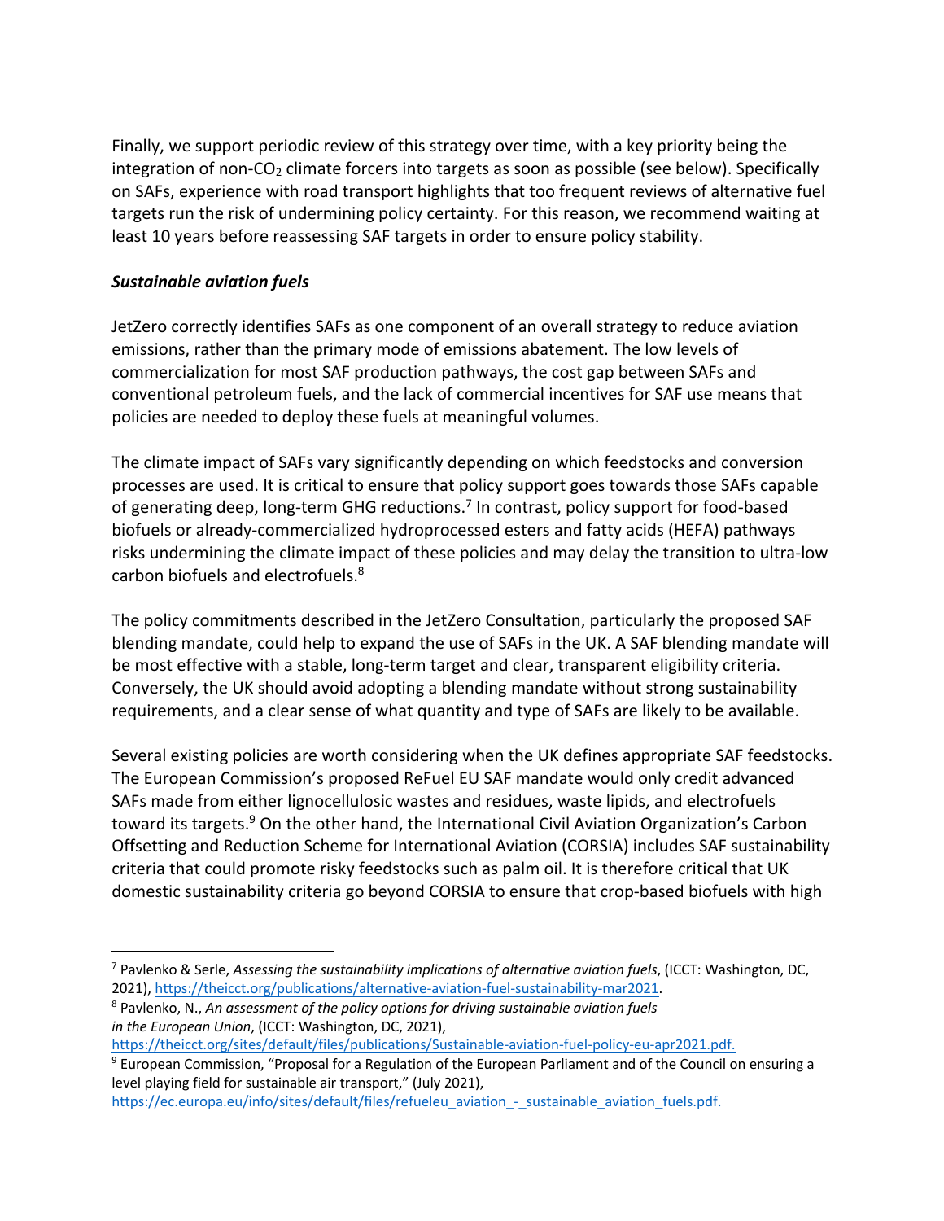Finally, we support periodic review of this strategy over time, with a key priority being the integration of non-$CO_2$ climate forcers into targets as soon as possible (see below). Specifically on SAFs, experience with road transport highlights that too frequent reviews of alternative fuel targets run the risk of undermining policy certainty. For this reason, we recommend waiting at least 10 years before reassessing SAF targets in order to ensure policy stability.

***Sustainable aviation fuels***

JetZero correctly identifies SAFs as one component of an overall strategy to reduce aviation emissions, rather than the primary mode of emissions abatement. The low levels of commercialization for most SAF production pathways, the cost gap between SAFs and conventional petroleum fuels, and the lack of commercial incentives for SAF use means that policies are needed to deploy these fuels at meaningful volumes.

The climate impact of SAFs vary significantly depending on which feedstocks and conversion processes are used. It is critical to ensure that policy support goes towards those SAFs capable of generating deep, long-term GHG reductions.[7] In contrast, policy support for food-based biofuels or already-commercialized hydroprocessed esters and fatty acids (HEFA) pathways risks undermining the climate impact of these policies and may delay the transition to ultra-low carbon biofuels and electrofuels.[8]

The policy commitments described in the JetZero Consultation, particularly the proposed SAF blending mandate, could help to expand the use of SAFs in the UK. A SAF blending mandate will be most effective with a stable, long-term target and clear, transparent eligibility criteria. Conversely, the UK should avoid adopting a blending mandate without strong sustainability requirements, and a clear sense of what quantity and type of SAFs are likely to be available.

Several existing policies are worth considering when the UK defines appropriate SAF feedstocks. The European Commission's proposed ReFuel EU SAF mandate would only credit advanced SAFs made from either lignocellulosic wastes and residues, waste lipids, and electrofuels toward its targets.[9] On the other hand, the International Civil Aviation Organization's Carbon Offsetting and Reduction Scheme for International Aviation (CORSIA) includes SAF sustainability criteria that could promote risky feedstocks such as palm oil. It is therefore critical that UK domestic sustainability criteria go beyond CORSIA to ensure that crop-based biofuels with high

---

[7] Pavlenko & Serle, *Assessing the sustainability implications of alternative aviation fuels*, (ICCT: Washington, DC, 2021), https://theicct.org/publications/alternative-aviation-fuel-sustainability-mar2021.

[8] Pavlenko, N., *An assessment of the policy options for driving sustainable aviation fuels in the European Union*, (ICCT: Washington, DC, 2021), https://theicct.org/sites/default/files/publications/Sustainable-aviation-fuel-policy-eu-apr2021.pdf.

[9] European Commission, "Proposal for a Regulation of the European Parliament and of the Council on ensuring a level playing field for sustainable air transport," (July 2021), https://ec.europa.eu/info/sites/default/files/refueleu_aviation_-_sustainable_aviation_fuels.pdf.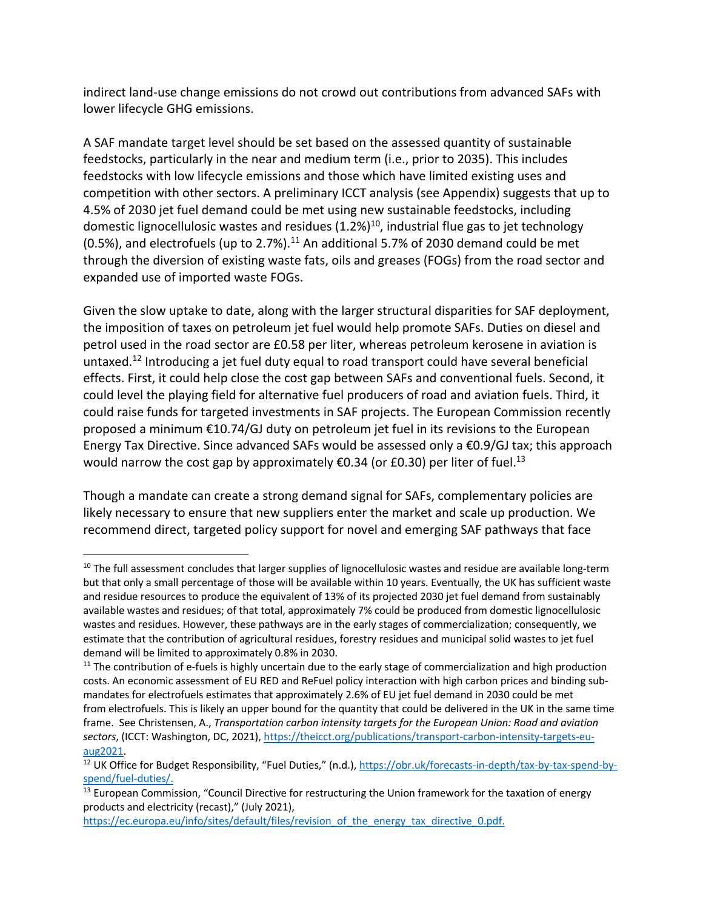indirect land-use change emissions do not crowd out contributions from advanced SAFs with lower lifecycle GHG emissions.

A SAF mandate target level should be set based on the assessed quantity of sustainable feedstocks, particularly in the near and medium term (i.e., prior to 2035). This includes feedstocks with low lifecycle emissions and those which have limited existing uses and competition with other sectors. A preliminary ICCT analysis (see Appendix) suggests that up to 4.5% of 2030 jet fuel demand could be met using new sustainable feedstocks, including domestic lignocellulosic wastes and residues (1.2%)[10], industrial flue gas to jet technology (0.5%), and electrofuels (up to 2.7%).[11] An additional 5.7% of 2030 demand could be met through the diversion of existing waste fats, oils and greases (FOGs) from the road sector and expanded use of imported waste FOGs.

Given the slow uptake to date, along with the larger structural disparities for SAF deployment, the imposition of taxes on petroleum jet fuel would help promote SAFs. Duties on diesel and petrol used in the road sector are £0.58 per liter, whereas petroleum kerosene in aviation is untaxed.[12] Introducing a jet fuel duty equal to road transport could have several beneficial effects. First, it could help close the cost gap between SAFs and conventional fuels. Second, it could level the playing field for alternative fuel producers of road and aviation fuels. Third, it could raise funds for targeted investments in SAF projects. The European Commission recently proposed a minimum €10.74/GJ duty on petroleum jet fuel in its revisions to the European Energy Tax Directive. Since advanced SAFs would be assessed only a €0.9/GJ tax; this approach would narrow the cost gap by approximately €0.34 (or £0.30) per liter of fuel.[13]

Though a mandate can create a strong demand signal for SAFs, complementary policies are likely necessary to ensure that new suppliers enter the market and scale up production. We recommend direct, targeted policy support for novel and emerging SAF pathways that face

---

[10] The full assessment concludes that larger supplies of lignocellulosic wastes and residue are available long-term but that only a small percentage of those will be available within 10 years. Eventually, the UK has sufficient waste and residue resources to produce the equivalent of 13% of its projected 2030 jet fuel demand from sustainably available wastes and residues; of that total, approximately 7% could be produced from domestic lignocellulosic wastes and residues. However, these pathways are in the early stages of commercialization; consequently, we estimate that the contribution of agricultural residues, forestry residues and municipal solid wastes to jet fuel demand will be limited to approximately 0.8% in 2030.

[11] The contribution of e-fuels is highly uncertain due to the early stage of commercialization and high production costs. An economic assessment of EU RED and ReFuel policy interaction with high carbon prices and binding sub-mandates for electrofuels estimates that approximately 2.6% of EU jet fuel demand in 2030 could be met from electrofuels. This is likely an upper bound for the quantity that could be delivered in the UK in the same time frame. See Christensen, A., *Transportation carbon intensity targets for the European Union: Road and aviation sectors*, (ICCT: Washington, DC, 2021), https://theicct.org/publications/transport-carbon-intensity-targets-eu-aug2021.

[12] UK Office for Budget Responsibility, "Fuel Duties," (n.d.), https://obr.uk/forecasts-in-depth/tax-by-tax-spend-by-spend/fuel-duties/.

[13] European Commission, "Council Directive for restructuring the Union framework for the taxation of energy products and electricity (recast)," (July 2021), https://ec.europa.eu/info/sites/default/files/revision_of_the_energy_tax_directive_0.pdf.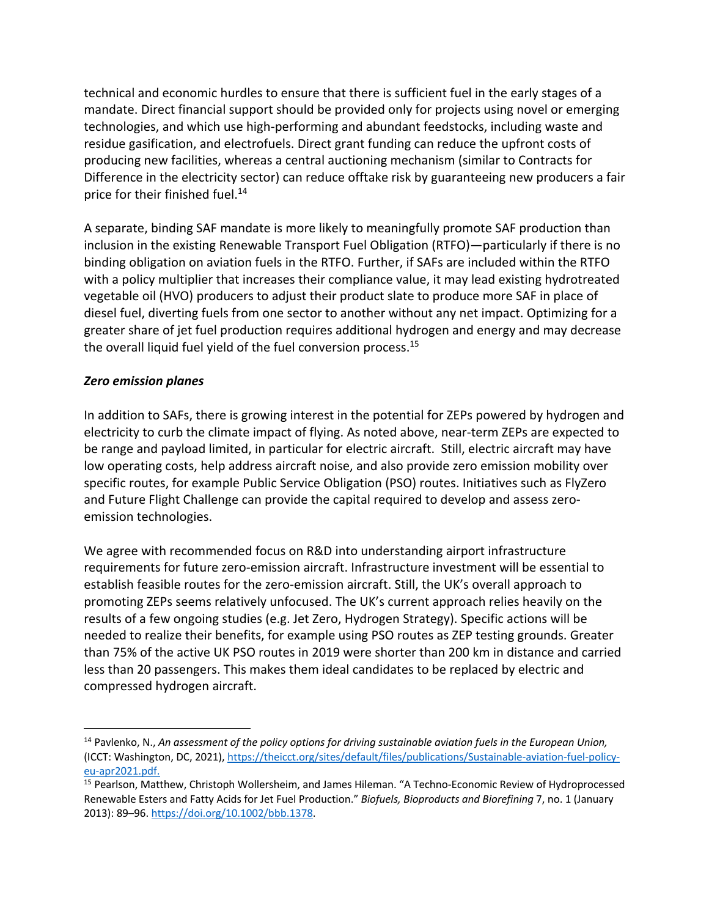technical and economic hurdles to ensure that there is sufficient fuel in the early stages of a mandate. Direct financial support should be provided only for projects using novel or emerging technologies, and which use high-performing and abundant feedstocks, including waste and residue gasification, and electrofuels. Direct grant funding can reduce the upfront costs of producing new facilities, whereas a central auctioning mechanism (similar to Contracts for Difference in the electricity sector) can reduce offtake risk by guaranteeing new producers a fair price for their finished fuel.[14]

A separate, binding SAF mandate is more likely to meaningfully promote SAF production than inclusion in the existing Renewable Transport Fuel Obligation (RTFO)—particularly if there is no binding obligation on aviation fuels in the RTFO. Further, if SAFs are included within the RTFO with a policy multiplier that increases their compliance value, it may lead existing hydrotreated vegetable oil (HVO) producers to adjust their product slate to produce more SAF in place of diesel fuel, diverting fuels from one sector to another without any net impact. Optimizing for a greater share of jet fuel production requires additional hydrogen and energy and may decrease the overall liquid fuel yield of the fuel conversion process.[15]

### *Zero emission planes*

In addition to SAFs, there is growing interest in the potential for ZEPs powered by hydrogen and electricity to curb the climate impact of flying. As noted above, near-term ZEPs are expected to be range and payload limited, in particular for electric aircraft. Still, electric aircraft may have low operating costs, help address aircraft noise, and also provide zero emission mobility over specific routes, for example Public Service Obligation (PSO) routes. Initiatives such as FlyZero and Future Flight Challenge can provide the capital required to develop and assess zero-emission technologies.

We agree with recommended focus on R&D into understanding airport infrastructure requirements for future zero-emission aircraft. Infrastructure investment will be essential to establish feasible routes for the zero-emission aircraft. Still, the UK's overall approach to promoting ZEPs seems relatively unfocused. The UK's current approach relies heavily on the results of a few ongoing studies (e.g. Jet Zero, Hydrogen Strategy). Specific actions will be needed to realize their benefits, for example using PSO routes as ZEP testing grounds. Greater than 75% of the active UK PSO routes in 2019 were shorter than 200 km in distance and carried less than 20 passengers. This makes them ideal candidates to be replaced by electric and compressed hydrogen aircraft.

---

[14] Pavlenko, N., *An assessment of the policy options for driving sustainable aviation fuels in the European Union,* (ICCT: Washington, DC, 2021), https://theicct.org/sites/default/files/publications/Sustainable-aviation-fuel-policy-eu-apr2021.pdf.

[15] Pearlson, Matthew, Christoph Wollersheim, and James Hileman. "A Techno-Economic Review of Hydroprocessed Renewable Esters and Fatty Acids for Jet Fuel Production." *Biofuels, Bioproducts and Biorefining* 7, no. 1 (January 2013): 89–96. https://doi.org/10.1002/bbb.1378.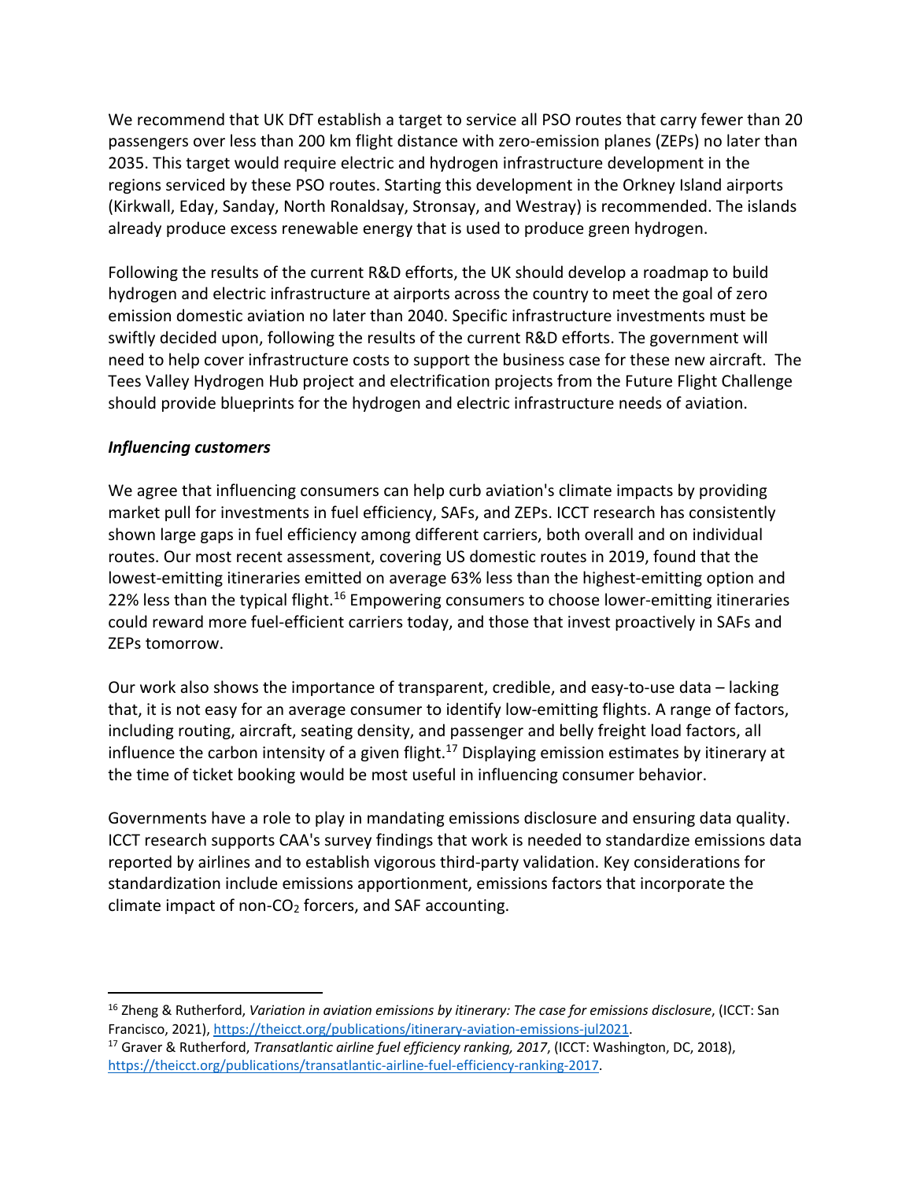We recommend that UK DfT establish a target to service all PSO routes that carry fewer than 20 passengers over less than 200 km flight distance with zero-emission planes (ZEPs) no later than 2035. This target would require electric and hydrogen infrastructure development in the regions serviced by these PSO routes. Starting this development in the Orkney Island airports (Kirkwall, Eday, Sanday, North Ronaldsay, Stronsay, and Westray) is recommended. The islands already produce excess renewable energy that is used to produce green hydrogen.

Following the results of the current R&D efforts, the UK should develop a roadmap to build hydrogen and electric infrastructure at airports across the country to meet the goal of zero emission domestic aviation no later than 2040. Specific infrastructure investments must be swiftly decided upon, following the results of the current R&D efforts. The government will need to help cover infrastructure costs to support the business case for these new aircraft. The Tees Valley Hydrogen Hub project and electrification projects from the Future Flight Challenge should provide blueprints for the hydrogen and electric infrastructure needs of aviation.

***Influencing customers***

We agree that influencing consumers can help curb aviation's climate impacts by providing market pull for investments in fuel efficiency, SAFs, and ZEPs. ICCT research has consistently shown large gaps in fuel efficiency among different carriers, both overall and on individual routes. Our most recent assessment, covering US domestic routes in 2019, found that the lowest-emitting itineraries emitted on average 63% less than the highest-emitting option and 22% less than the typical flight.[16] Empowering consumers to choose lower-emitting itineraries could reward more fuel-efficient carriers today, and those that invest proactively in SAFs and ZEPs tomorrow.

Our work also shows the importance of transparent, credible, and easy-to-use data – lacking that, it is not easy for an average consumer to identify low-emitting flights. A range of factors, including routing, aircraft, seating density, and passenger and belly freight load factors, all influence the carbon intensity of a given flight.[17] Displaying emission estimates by itinerary at the time of ticket booking would be most useful in influencing consumer behavior.

Governments have a role to play in mandating emissions disclosure and ensuring data quality. ICCT research supports CAA's survey findings that work is needed to standardize emissions data reported by airlines and to establish vigorous third-party validation. Key considerations for standardization include emissions apportionment, emissions factors that incorporate the climate impact of non-$CO_2$ forcers, and SAF accounting.

---

[16] Zheng & Rutherford, *Variation in aviation emissions by itinerary: The case for emissions disclosure*, (ICCT: San Francisco, 2021), https://theicct.org/publications/itinerary-aviation-emissions-jul2021.

[17] Graver & Rutherford, *Transatlantic airline fuel efficiency ranking, 2017*, (ICCT: Washington, DC, 2018), https://theicct.org/publications/transatlantic-airline-fuel-efficiency-ranking-2017.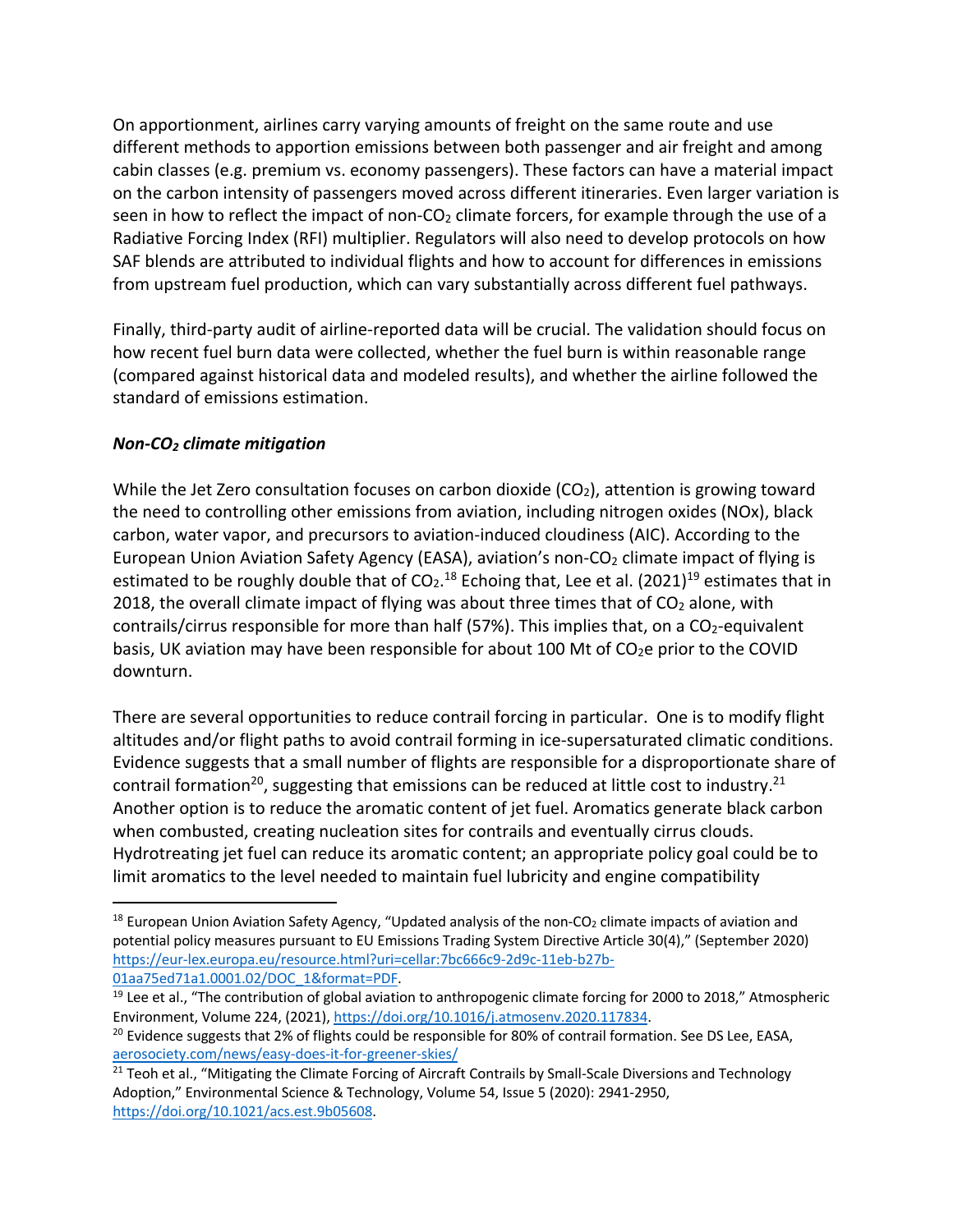On apportionment, airlines carry varying amounts of freight on the same route and use different methods to apportion emissions between both passenger and air freight and among cabin classes (e.g. premium vs. economy passengers). These factors can have a material impact on the carbon intensity of passengers moved across different itineraries. Even larger variation is seen in how to reflect the impact of non-$CO_2$ climate forcers, for example through the use of a Radiative Forcing Index (RFI) multiplier. Regulators will also need to develop protocols on how SAF blends are attributed to individual flights and how to account for differences in emissions from upstream fuel production, which can vary substantially across different fuel pathways.

Finally, third-party audit of airline-reported data will be crucial. The validation should focus on how recent fuel burn data were collected, whether the fuel burn is within reasonable range (compared against historical data and modeled results), and whether the airline followed the standard of emissions estimation.

***Non-$CO_2$ climate mitigation***

While the Jet Zero consultation focuses on carbon dioxide ($CO_2$), attention is growing toward the need to controlling other emissions from aviation, including nitrogen oxides (NOx), black carbon, water vapor, and precursors to aviation-induced cloudiness (AIC). According to the European Union Aviation Safety Agency (EASA), aviation's non-$CO_2$ climate impact of flying is estimated to be roughly double that of $CO_2$.[18] Echoing that, Lee et al. (2021)[19] estimates that in 2018, the overall climate impact of flying was about three times that of $CO_2$ alone, with contrails/cirrus responsible for more than half (57%). This implies that, on a $CO_2$-equivalent basis, UK aviation may have been responsible for about 100 Mt of $CO_2e$ prior to the COVID downturn.

There are several opportunities to reduce contrail forcing in particular. One is to modify flight altitudes and/or flight paths to avoid contrail forming in ice-supersaturated climatic conditions. Evidence suggests that a small number of flights are responsible for a disproportionate share of contrail formation[20], suggesting that emissions can be reduced at little cost to industry.[21] Another option is to reduce the aromatic content of jet fuel. Aromatics generate black carbon when combusted, creating nucleation sites for contrails and eventually cirrus clouds. Hydrotreating jet fuel can reduce its aromatic content; an appropriate policy goal could be to limit aromatics to the level needed to maintain fuel lubricity and engine compatibility

---

[18] European Union Aviation Safety Agency, "Updated analysis of the non-$CO_2$ climate impacts of aviation and potential policy measures pursuant to EU Emissions Trading System Directive Article 30(4)," (September 2020) https://eur-lex.europa.eu/resource.html?uri=cellar:7bc666c9-2d9c-11eb-b27b-01aa75ed71a1.0001.02/DOC_1&format=PDF.

[19] Lee et al., "The contribution of global aviation to anthropogenic climate forcing for 2000 to 2018," Atmospheric Environment, Volume 224, (2021), https://doi.org/10.1016/j.atmosenv.2020.117834.

[20] Evidence suggests that 2% of flights could be responsible for 80% of contrail formation. See DS Lee, EASA, aerosociety.com/news/easy-does-it-for-greener-skies/

[21] Teoh et al., "Mitigating the Climate Forcing of Aircraft Contrails by Small-Scale Diversions and Technology Adoption," Environmental Science & Technology, Volume 54, Issue 5 (2020): 2941-2950, https://doi.org/10.1021/acs.est.9b05608.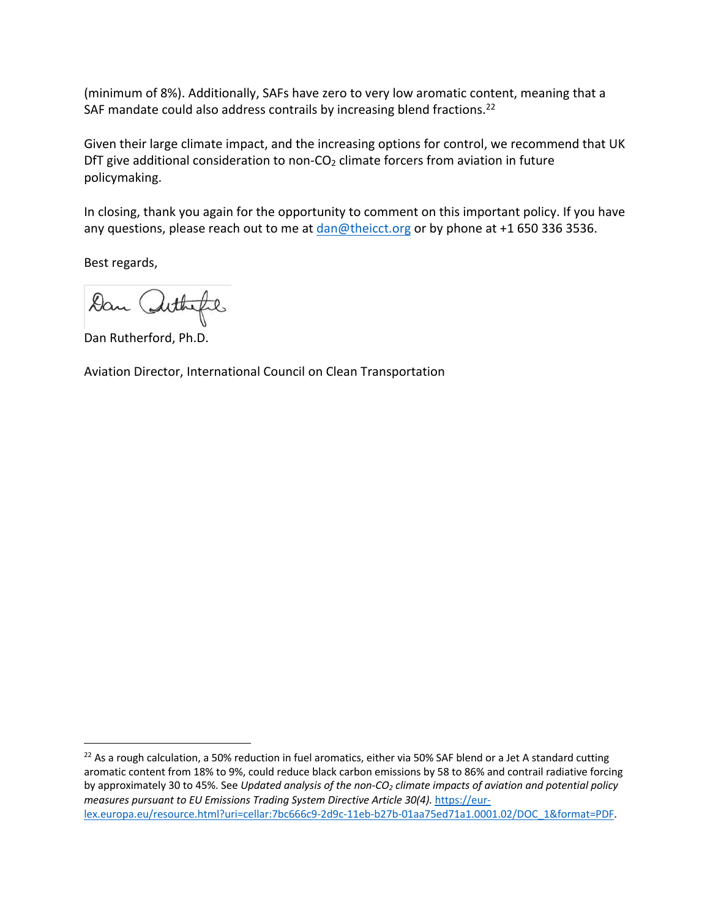(minimum of 8%). Additionally, SAFs have zero to very low aromatic content, meaning that a SAF mandate could also address contrails by increasing blend fractions.[22]

Given their large climate impact, and the increasing options for control, we recommend that UK DfT give additional consideration to non-$CO_2$ climate forcers from aviation in future policymaking.

In closing, thank you again for the opportunity to comment on this important policy. If you have any questions, please reach out to me at dan@theicct.org or by phone at +1 650 336 3536.

Best regards,

Dan Rutherford, Ph.D.

Aviation Director, International Council on Clean Transportation

---

[22] As a rough calculation, a 50% reduction in fuel aromatics, either via 50% SAF blend or a Jet A standard cutting aromatic content from 18% to 9%, could reduce black carbon emissions by 58 to 86% and contrail radiative forcing by approximately 30 to 45%. See *Updated analysis of the non-$CO_2$ climate impacts of aviation and potential policy measures pursuant to EU Emissions Trading System Directive Article 30(4).* https://eur-lex.europa.eu/resource.html?uri=cellar:7bc666c9-2d9c-11eb-b27b-01aa75ed71a1.0001.02/DOC_1&format=PDF.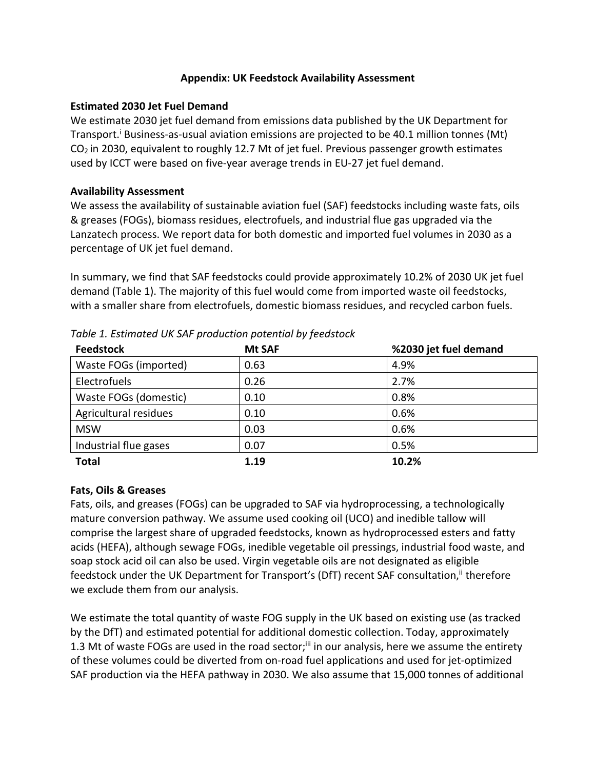## Appendix: UK Feedstock Availability Assessment

**Estimated 2030 Jet Fuel Demand**

We estimate 2030 jet fuel demand from emissions data published by the UK Department for Transport.[i] Business-as-usual aviation emissions are projected to be 40.1 million tonnes (Mt) $CO_2$ in 2030, equivalent to roughly 12.7 Mt of jet fuel. Previous passenger growth estimates used by ICCT were based on five-year average trends in EU-27 jet fuel demand.

**Availability Assessment**

We assess the availability of sustainable aviation fuel (SAF) feedstocks including waste fats, oils & greases (FOGs), biomass residues, electrofuels, and industrial flue gas upgraded via the Lanzatech process. We report data for both domestic and imported fuel volumes in 2030 as a percentage of UK jet fuel demand.

In summary, we find that SAF feedstocks could provide approximately 10.2% of 2030 UK jet fuel demand (Table 1). The majority of this fuel would come from imported waste oil feedstocks, with a smaller share from electrofuels, domestic biomass residues, and recycled carbon fuels.

*Table 1. Estimated UK SAF production potential by feedstock*

| Feedstock | Mt SAF | %2030 jet fuel demand |
|---|---|---|
| Waste FOGs (imported) | 0.63 | 4.9% |
| Electrofuels | 0.26 | 2.7% |
| Waste FOGs (domestic) | 0.10 | 0.8% |
| Agricultural residues | 0.10 | 0.6% |
| MSW | 0.03 | 0.6% |
| Industrial flue gases | 0.07 | 0.5% |
| **Total** | **1.19** | **10.2%** |

**Fats, Oils & Greases**

Fats, oils, and greases (FOGs) can be upgraded to SAF via hydroprocessing, a technologically mature conversion pathway. We assume used cooking oil (UCO) and inedible tallow will comprise the largest share of upgraded feedstocks, known as hydroprocessed esters and fatty acids (HEFA), although sewage FOGs, inedible vegetable oil pressings, industrial food waste, and soap stock acid oil can also be used. Virgin vegetable oils are not designated as eligible feedstock under the UK Department for Transport's (DfT) recent SAF consultation,[ii] therefore we exclude them from our analysis.

We estimate the total quantity of waste FOG supply in the UK based on existing use (as tracked by the DfT) and estimated potential for additional domestic collection. Today, approximately 1.3 Mt of waste FOGs are used in the road sector;[iii] in our analysis, here we assume the entirety of these volumes could be diverted from on-road fuel applications and used for jet-optimized SAF production via the HEFA pathway in 2030. We also assume that 15,000 tonnes of additional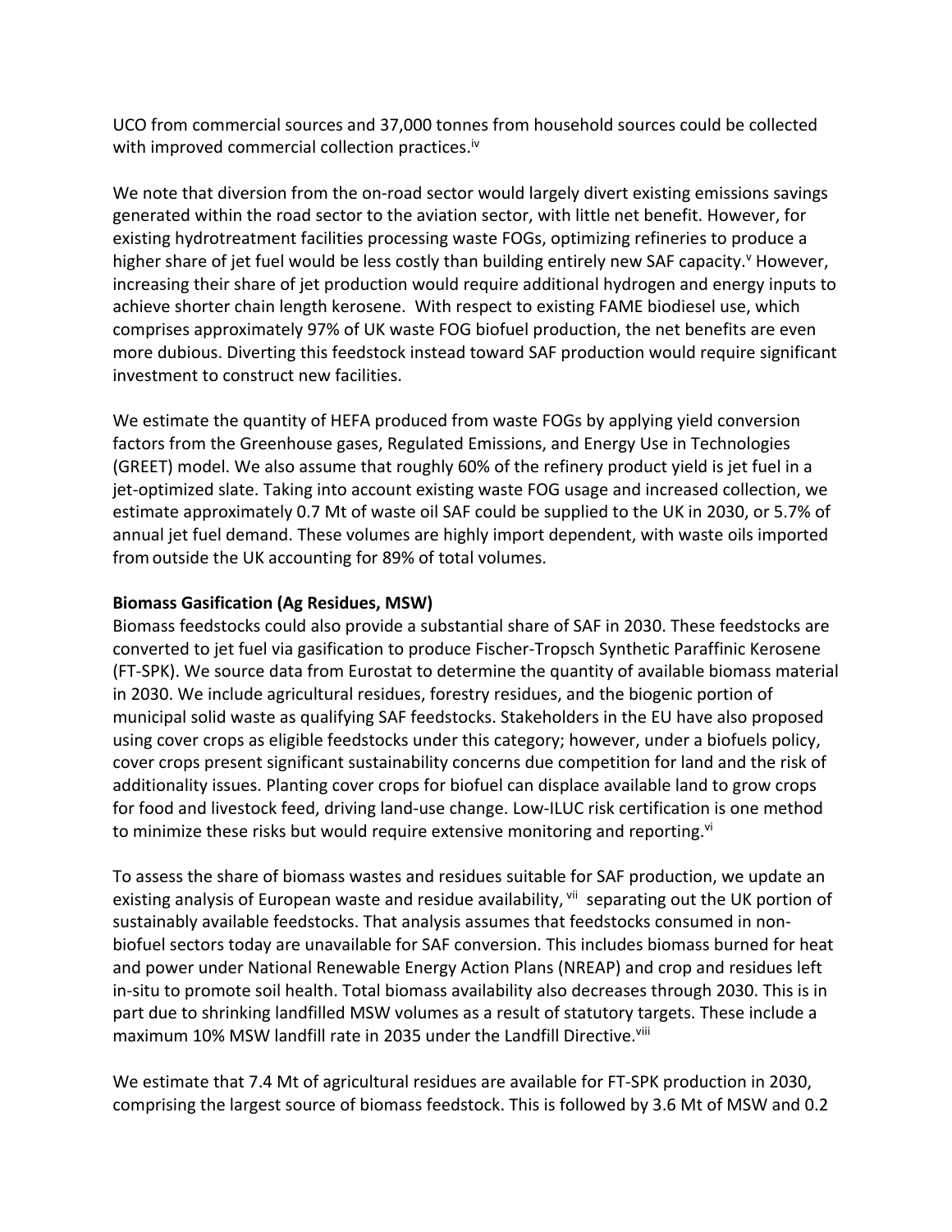UCO from commercial sources and 37,000 tonnes from household sources could be collected with improved commercial collection practices.[iv]

We note that diversion from the on-road sector would largely divert existing emissions savings generated within the road sector to the aviation sector, with little net benefit. However, for existing hydrotreatment facilities processing waste FOGs, optimizing refineries to produce a higher share of jet fuel would be less costly than building entirely new SAF capacity.[v] However, increasing their share of jet production would require additional hydrogen and energy inputs to achieve shorter chain length kerosene. With respect to existing FAME biodiesel use, which comprises approximately 97% of UK waste FOG biofuel production, the net benefits are even more dubious. Diverting this feedstock instead toward SAF production would require significant investment to construct new facilities.

We estimate the quantity of HEFA produced from waste FOGs by applying yield conversion factors from the Greenhouse gases, Regulated Emissions, and Energy Use in Technologies (GREET) model. We also assume that roughly 60% of the refinery product yield is jet fuel in a jet-optimized slate. Taking into account existing waste FOG usage and increased collection, we estimate approximately 0.7 Mt of waste oil SAF could be supplied to the UK in 2030, or 5.7% of annual jet fuel demand. These volumes are highly import dependent, with waste oils imported from outside the UK accounting for 89% of total volumes.

**Biomass Gasification (Ag Residues, MSW)**

Biomass feedstocks could also provide a substantial share of SAF in 2030. These feedstocks are converted to jet fuel via gasification to produce Fischer-Tropsch Synthetic Paraffinic Kerosene (FT-SPK). We source data from Eurostat to determine the quantity of available biomass material in 2030. We include agricultural residues, forestry residues, and the biogenic portion of municipal solid waste as qualifying SAF feedstocks. Stakeholders in the EU have also proposed using cover crops as eligible feedstocks under this category; however, under a biofuels policy, cover crops present significant sustainability concerns due competition for land and the risk of additionality issues. Planting cover crops for biofuel can displace available land to grow crops for food and livestock feed, driving land-use change. Low-ILUC risk certification is one method to minimize these risks but would require extensive monitoring and reporting.[vi]

To assess the share of biomass wastes and residues suitable for SAF production, we update an existing analysis of European waste and residue availability,[vii] separating out the UK portion of sustainably available feedstocks. That analysis assumes that feedstocks consumed in non-biofuel sectors today are unavailable for SAF conversion. This includes biomass burned for heat and power under National Renewable Energy Action Plans (NREAP) and crop and residues left in-situ to promote soil health. Total biomass availability also decreases through 2030. This is in part due to shrinking landfilled MSW volumes as a result of statutory targets. These include a maximum 10% MSW landfill rate in 2035 under the Landfill Directive.[viii]

We estimate that 7.4 Mt of agricultural residues are available for FT-SPK production in 2030, comprising the largest source of biomass feedstock. This is followed by 3.6 Mt of MSW and 0.2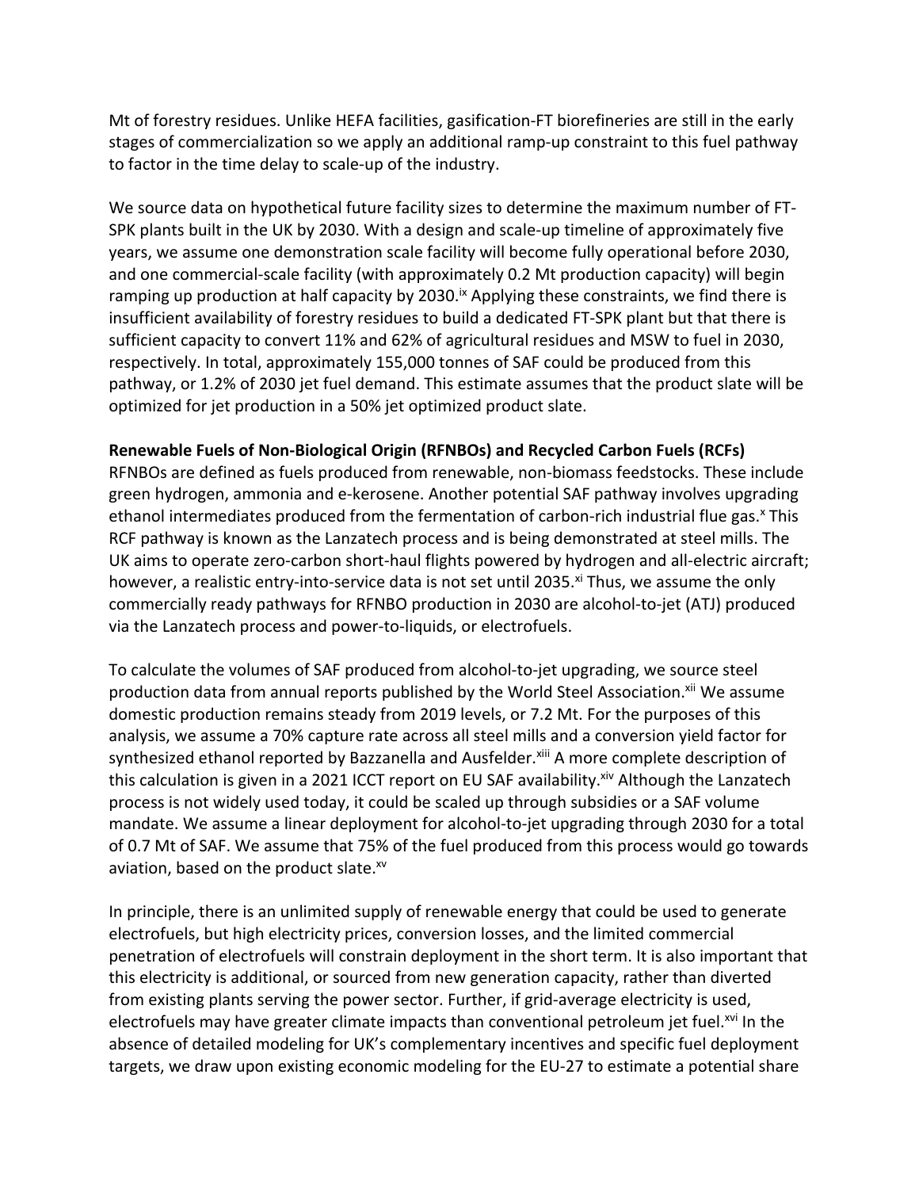Mt of forestry residues. Unlike HEFA facilities, gasification-FT biorefineries are still in the early stages of commercialization so we apply an additional ramp-up constraint to this fuel pathway to factor in the time delay to scale-up of the industry.

We source data on hypothetical future facility sizes to determine the maximum number of FT-SPK plants built in the UK by 2030. With a design and scale-up timeline of approximately five years, we assume one demonstration scale facility will become fully operational before 2030, and one commercial-scale facility (with approximately 0.2 Mt production capacity) will begin ramping up production at half capacity by 2030.[ix] Applying these constraints, we find there is insufficient availability of forestry residues to build a dedicated FT-SPK plant but that there is sufficient capacity to convert 11% and 62% of agricultural residues and MSW to fuel in 2030, respectively. In total, approximately 155,000 tonnes of SAF could be produced from this pathway, or 1.2% of 2030 jet fuel demand. This estimate assumes that the product slate will be optimized for jet production in a 50% jet optimized product slate.

**Renewable Fuels of Non-Biological Origin (RFNBOs) and Recycled Carbon Fuels (RCFs)**

RFNBOs are defined as fuels produced from renewable, non-biomass feedstocks. These include green hydrogen, ammonia and e-kerosene. Another potential SAF pathway involves upgrading ethanol intermediates produced from the fermentation of carbon-rich industrial flue gas.[x] This RCF pathway is known as the Lanzatech process and is being demonstrated at steel mills. The UK aims to operate zero-carbon short-haul flights powered by hydrogen and all-electric aircraft; however, a realistic entry-into-service data is not set until 2035.[xi] Thus, we assume the only commercially ready pathways for RFNBO production in 2030 are alcohol-to-jet (ATJ) produced via the Lanzatech process and power-to-liquids, or electrofuels.

To calculate the volumes of SAF produced from alcohol-to-jet upgrading, we source steel production data from annual reports published by the World Steel Association.[xii] We assume domestic production remains steady from 2019 levels, or 7.2 Mt. For the purposes of this analysis, we assume a 70% capture rate across all steel mills and a conversion yield factor for synthesized ethanol reported by Bazzanella and Ausfelder.[xiii] A more complete description of this calculation is given in a 2021 ICCT report on EU SAF availability.[xiv] Although the Lanzatech process is not widely used today, it could be scaled up through subsidies or a SAF volume mandate. We assume a linear deployment for alcohol-to-jet upgrading through 2030 for a total of 0.7 Mt of SAF. We assume that 75% of the fuel produced from this process would go towards aviation, based on the product slate.[xv]

In principle, there is an unlimited supply of renewable energy that could be used to generate electrofuels, but high electricity prices, conversion losses, and the limited commercial penetration of electrofuels will constrain deployment in the short term. It is also important that this electricity is additional, or sourced from new generation capacity, rather than diverted from existing plants serving the power sector. Further, if grid-average electricity is used, electrofuels may have greater climate impacts than conventional petroleum jet fuel.[xvi] In the absence of detailed modeling for UK's complementary incentives and specific fuel deployment targets, we draw upon existing economic modeling for the EU-27 to estimate a potential share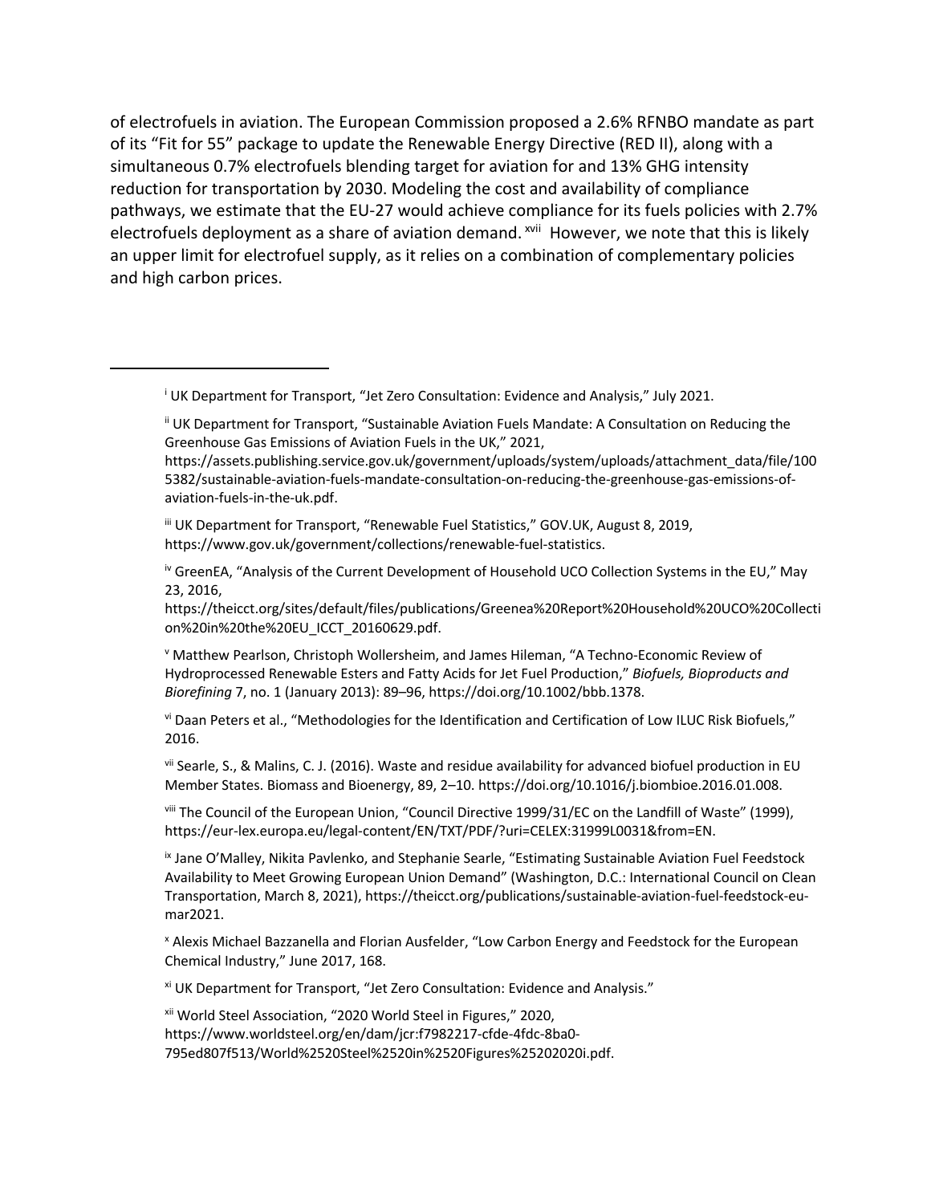of electrofuels in aviation. The European Commission proposed a 2.6% RFNBO mandate as part of its "Fit for 55" package to update the Renewable Energy Directive (RED II), along with a simultaneous 0.7% electrofuels blending target for aviation for and 13% GHG intensity reduction for transportation by 2030. Modeling the cost and availability of compliance pathways, we estimate that the EU-27 would achieve compliance for its fuels policies with 2.7% electrofuels deployment as a share of aviation demand.[xvii] However, we note that this is likely an upper limit for electrofuel supply, as it relies on a combination of complementary policies and high carbon prices.

---

[i] UK Department for Transport, "Jet Zero Consultation: Evidence and Analysis," July 2021.

[ii] UK Department for Transport, "Sustainable Aviation Fuels Mandate: A Consultation on Reducing the Greenhouse Gas Emissions of Aviation Fuels in the UK," 2021, https://assets.publishing.service.gov.uk/government/uploads/system/uploads/attachment_data/file/1005382/sustainable-aviation-fuels-mandate-consultation-on-reducing-the-greenhouse-gas-emissions-of-aviation-fuels-in-the-uk.pdf.

[iii] UK Department for Transport, "Renewable Fuel Statistics," GOV.UK, August 8, 2019, https://www.gov.uk/government/collections/renewable-fuel-statistics.

[iv] GreenEA, "Analysis of the Current Development of Household UCO Collection Systems in the EU," May 23, 2016, https://theicct.org/sites/default/files/publications/Greenea%20Report%20Household%20UCO%20Collection%20in%20the%20EU_ICCT_20160629.pdf.

[v] Matthew Pearlson, Christoph Wollersheim, and James Hileman, "A Techno-Economic Review of Hydroprocessed Renewable Esters and Fatty Acids for Jet Fuel Production," *Biofuels, Bioproducts and Biorefining* 7, no. 1 (January 2013): 89–96, https://doi.org/10.1002/bbb.1378.

[vi] Daan Peters et al., "Methodologies for the Identification and Certification of Low ILUC Risk Biofuels," 2016.

[vii] Searle, S., & Malins, C. J. (2016). Waste and residue availability for advanced biofuel production in EU Member States. Biomass and Bioenergy, 89, 2–10. https://doi.org/10.1016/j.biombioe.2016.01.008.

[viii] The Council of the European Union, "Council Directive 1999/31/EC on the Landfill of Waste" (1999), https://eur-lex.europa.eu/legal-content/EN/TXT/PDF/?uri=CELEX:31999L0031&from=EN.

[ix] Jane O'Malley, Nikita Pavlenko, and Stephanie Searle, "Estimating Sustainable Aviation Fuel Feedstock Availability to Meet Growing European Union Demand" (Washington, D.C.: International Council on Clean Transportation, March 8, 2021), https://theicct.org/publications/sustainable-aviation-fuel-feedstock-eu-mar2021.

[x] Alexis Michael Bazzanella and Florian Ausfelder, "Low Carbon Energy and Feedstock for the European Chemical Industry," June 2017, 168.

[xi] UK Department for Transport, "Jet Zero Consultation: Evidence and Analysis."

[xii] World Steel Association, "2020 World Steel in Figures," 2020, https://www.worldsteel.org/en/dam/jcr:f7982217-cfde-4fdc-8ba0-795ed807f513/World%2520Steel%2520in%2520Figures%25202020i.pdf.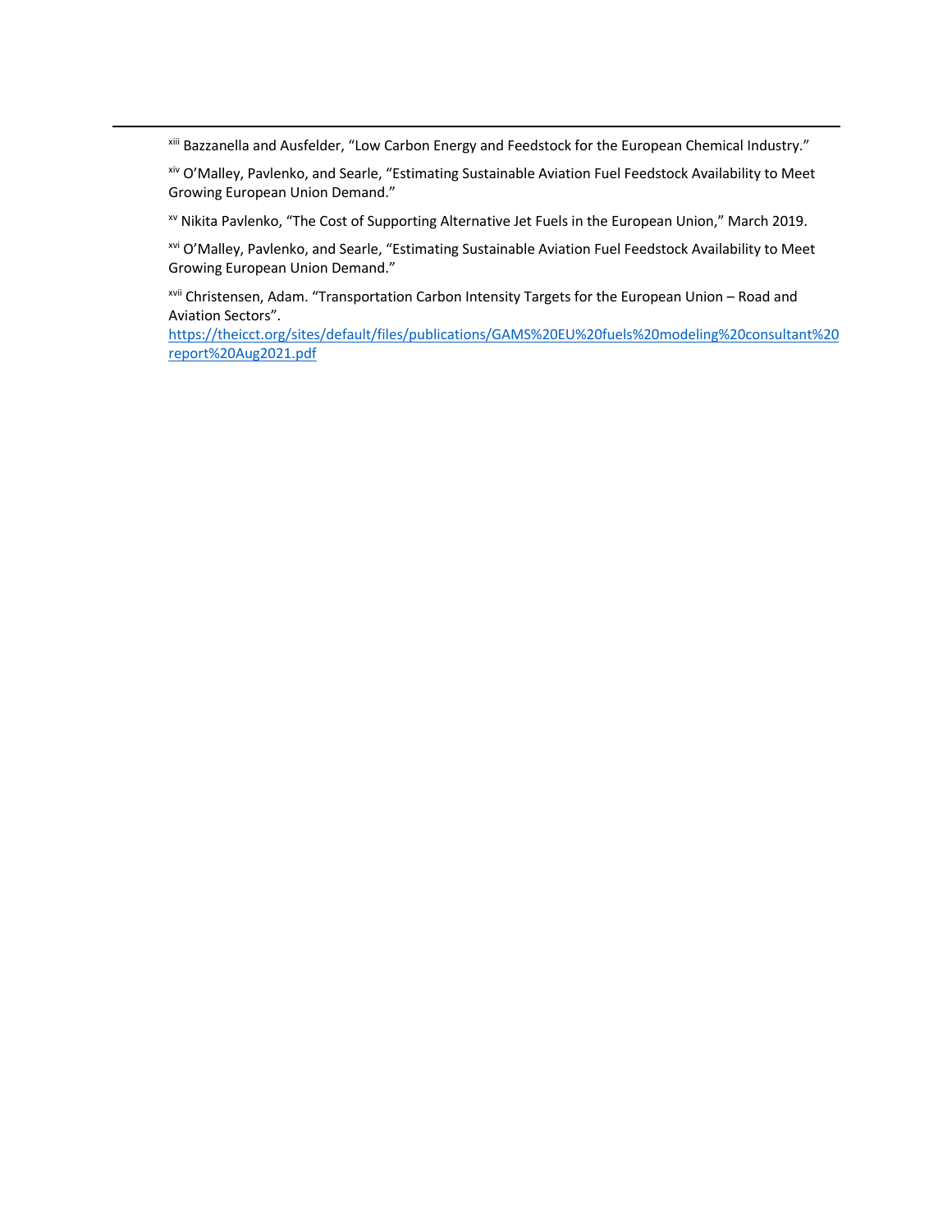---

[xiii] Bazzanella and Ausfelder, "Low Carbon Energy and Feedstock for the European Chemical Industry."

[xiv] O'Malley, Pavlenko, and Searle, "Estimating Sustainable Aviation Fuel Feedstock Availability to Meet Growing European Union Demand."

[xv] Nikita Pavlenko, "The Cost of Supporting Alternative Jet Fuels in the European Union," March 2019.

[xvi] O'Malley, Pavlenko, and Searle, "Estimating Sustainable Aviation Fuel Feedstock Availability to Meet Growing European Union Demand."

[xvii] Christensen, Adam. "Transportation Carbon Intensity Targets for the European Union – Road and Aviation Sectors". https://theicct.org/sites/default/files/publications/GAMS%20EU%20fuels%20modeling%20consultant%20report%20Aug2021.pdf